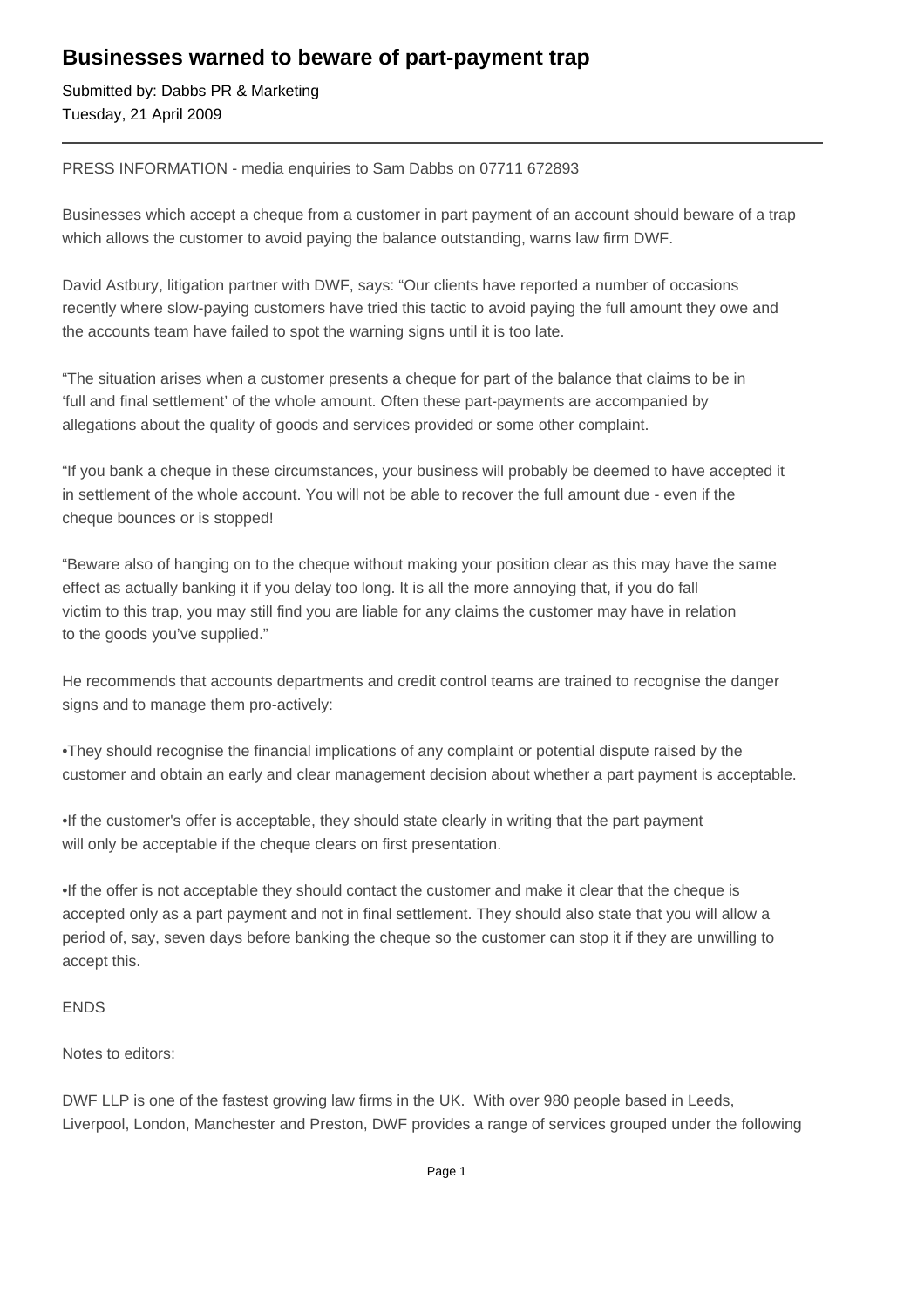# Businesses warned to beware of part-payment trap

Submitted by: Dabbs PR & Marketing
Tuesday, 21 April 2009

---

PRESS INFORMATION - media enquiries to Sam Dabbs on 07711 672893

Businesses which accept a cheque from a customer in part payment of an account should beware of a trap which allows the customer to avoid paying the balance outstanding, warns law firm DWF.

David Astbury, litigation partner with DWF, says: "Our clients have reported a number of occasions recently where slow-paying customers have tried this tactic to avoid paying the full amount they owe and the accounts team have failed to spot the warning signs until it is too late.

"The situation arises when a customer presents a cheque for part of the balance that claims to be in 'full and final settlement' of the whole amount. Often these part-payments are accompanied by allegations about the quality of goods and services provided or some other complaint.

"If you bank a cheque in these circumstances, your business will probably be deemed to have accepted it in settlement of the whole account. You will not be able to recover the full amount due - even if the cheque bounces or is stopped!

"Beware also of hanging on to the cheque without making your position clear as this may have the same effect as actually banking it if you delay too long. It is all the more annoying that, if you do fall victim to this trap, you may still find you are liable for any claims the customer may have in relation to the goods you've supplied."

He recommends that accounts departments and credit control teams are trained to recognise the danger signs and to manage them pro-actively:

- They should recognise the financial implications of any complaint or potential dispute raised by the customer and obtain an early and clear management decision about whether a part payment is acceptable.

- If the customer's offer is acceptable, they should state clearly in writing that the part payment will only be acceptable if the cheque clears on first presentation.

- If the offer is not acceptable they should contact the customer and make it clear that the cheque is accepted only as a part payment and not in final settlement. They should also state that you will allow a period of, say, seven days before banking the cheque so the customer can stop it if they are unwilling to accept this.

ENDS

Notes to editors:

DWF LLP is one of the fastest growing law firms in the UK. With over 980 people based in Leeds, Liverpool, London, Manchester and Preston, DWF provides a range of services grouped under the following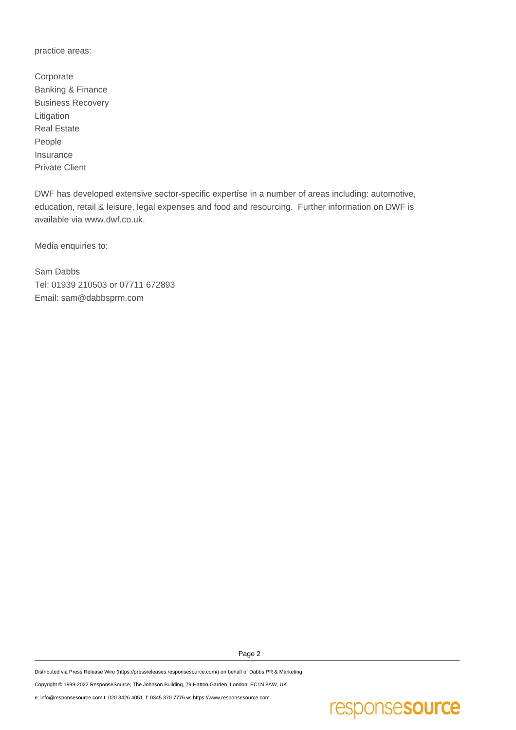practice areas:

Corporate
Banking & Finance
Business Recovery
Litigation
Real Estate
People
Insurance
Private Client

DWF has developed extensive sector-specific expertise in a number of areas including: automotive, education, retail & leisure, legal expenses and food and resourcing. Further information on DWF is available via www.dwf.co.uk.

Media enquiries to:

Sam Dabbs
Tel: 01939 210503 or 07711 672893
Email: sam@dabbsprm.com